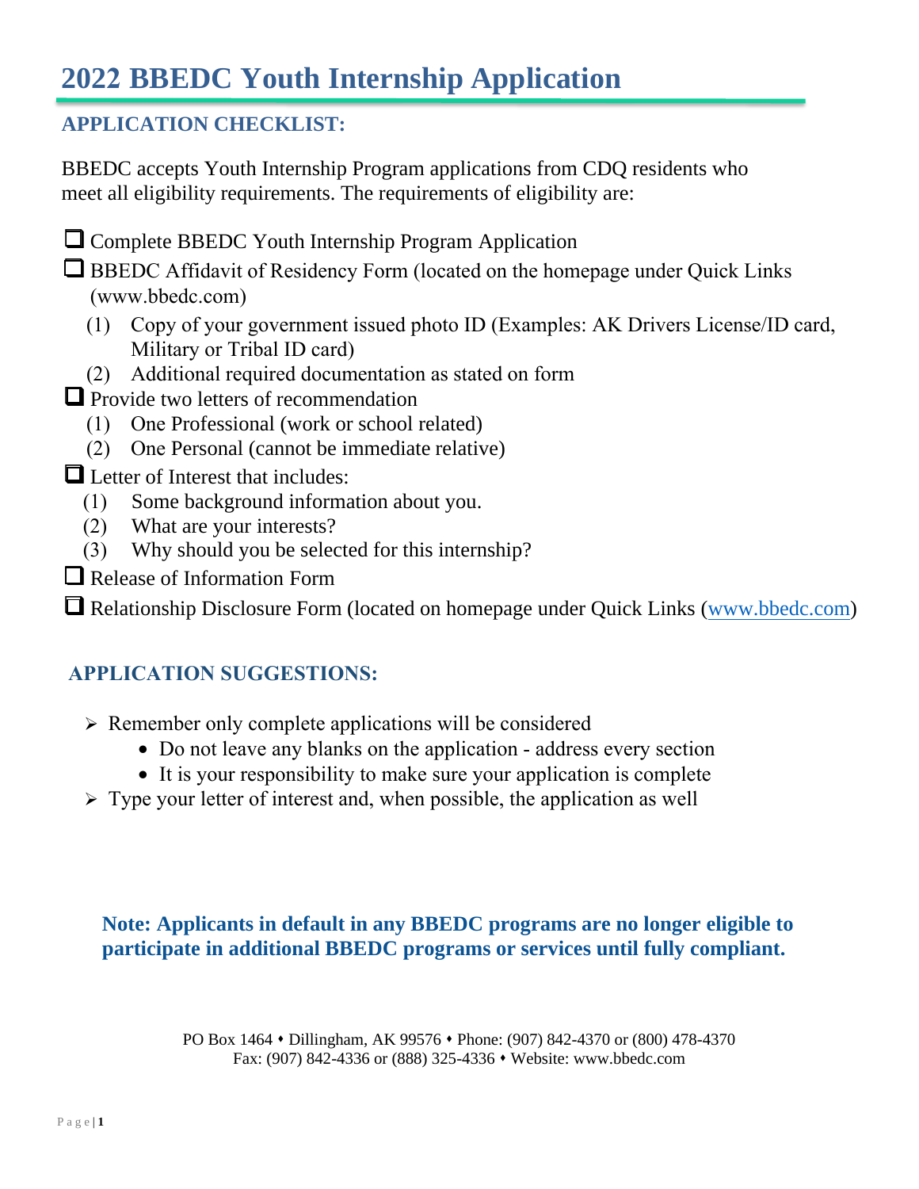# 2022 BBEDC Youth Internship Application

## APPLICATION CHECKLIST:

BBEDC accepts Youth Internship Program applications from CDQ residents who meet all eligibility requirements. The requirements of eligibility are:

- ☐ Complete BBEDC Youth Internship Program Application
- ☐ BBEDC Affidavit of Residency Form (located on the homepage under Quick Links (www.bbedc.com)
  - (1) Copy of your government issued photo ID (Examples: AK Drivers License/ID card, Military or Tribal ID card)
  - (2) Additional required documentation as stated on form
- ☐ Provide two letters of recommendation
  - (1) One Professional (work or school related)
  - (2) One Personal (cannot be immediate relative)
- ☐ Letter of Interest that includes:
  - (1) Some background information about you.
  - (2) What are your interests?
  - (3) Why should you be selected for this internship?
- ☐ Release of Information Form
- ☐ Relationship Disclosure Form (located on homepage under Quick Links (www.bbedc.com)

## APPLICATION SUGGESTIONS:

- Remember only complete applications will be considered
  - Do not leave any blanks on the application - address every section
  - It is your responsibility to make sure your application is complete
- Type your letter of interest and, when possible, the application as well

**Note: Applicants in default in any BBEDC programs are no longer eligible to participate in additional BBEDC programs or services until fully compliant.**

PO Box 1464 ♦ Dillingham, AK 99576 ♦ Phone: (907) 842-4370 or (800) 478-4370
Fax: (907) 842-4336 or (888) 325-4336 ♦ Website: www.bbedc.com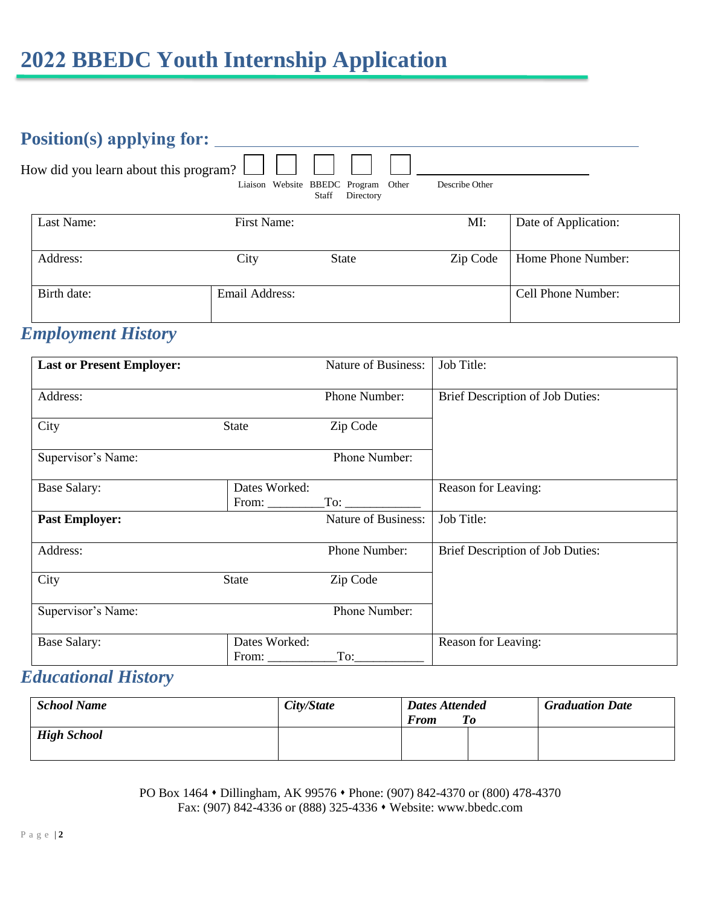# 2022 BBEDC Youth Internship Application

## Position(s) applying for: ______________________________

How did you learn about this program? ☐ Liaison ☐ Website ☐ BBEDC Staff ☐ Program Directory ☐ Other ____________ Describe Other

| Last Name: | First Name: | | MI: | Date of Application: |
|---|---|---|---|---|
| Address: | City | State | Zip Code | Home Phone Number: |
| Birth date: | Email Address: | | | Cell Phone Number: |

## *Employment History*

| **Last or Present Employer:** | | Nature of Business: | Job Title: |
|---|---|---|---|
| Address: | | Phone Number: | Brief Description of Job Duties: |
| City | State | Zip Code | |
| Supervisor's Name: | | Phone Number: | |
| Base Salary: | Dates Worked: From: ________To: ____________ | | Reason for Leaving: |
| **Past Employer:** | | Nature of Business: | Job Title: |
| Address: | | Phone Number: | Brief Description of Job Duties: |
| City | State | Zip Code | |
| Supervisor's Name: | | Phone Number: | |
| Base Salary: | Dates Worked: From: __________To:___________ | | Reason for Leaving: |

## *Educational History*

| ***School Name*** | ***City/State*** | ***Dates Attended From*** | ***To*** | ***Graduation Date*** |
|---|---|---|---|---|
| ***High School*** | | | | |

PO Box 1464 • Dillingham, AK 99576 • Phone: (907) 842-4370 or (800) 478-4370
Fax: (907) 842-4336 or (888) 325-4336 • Website: www.bbedc.com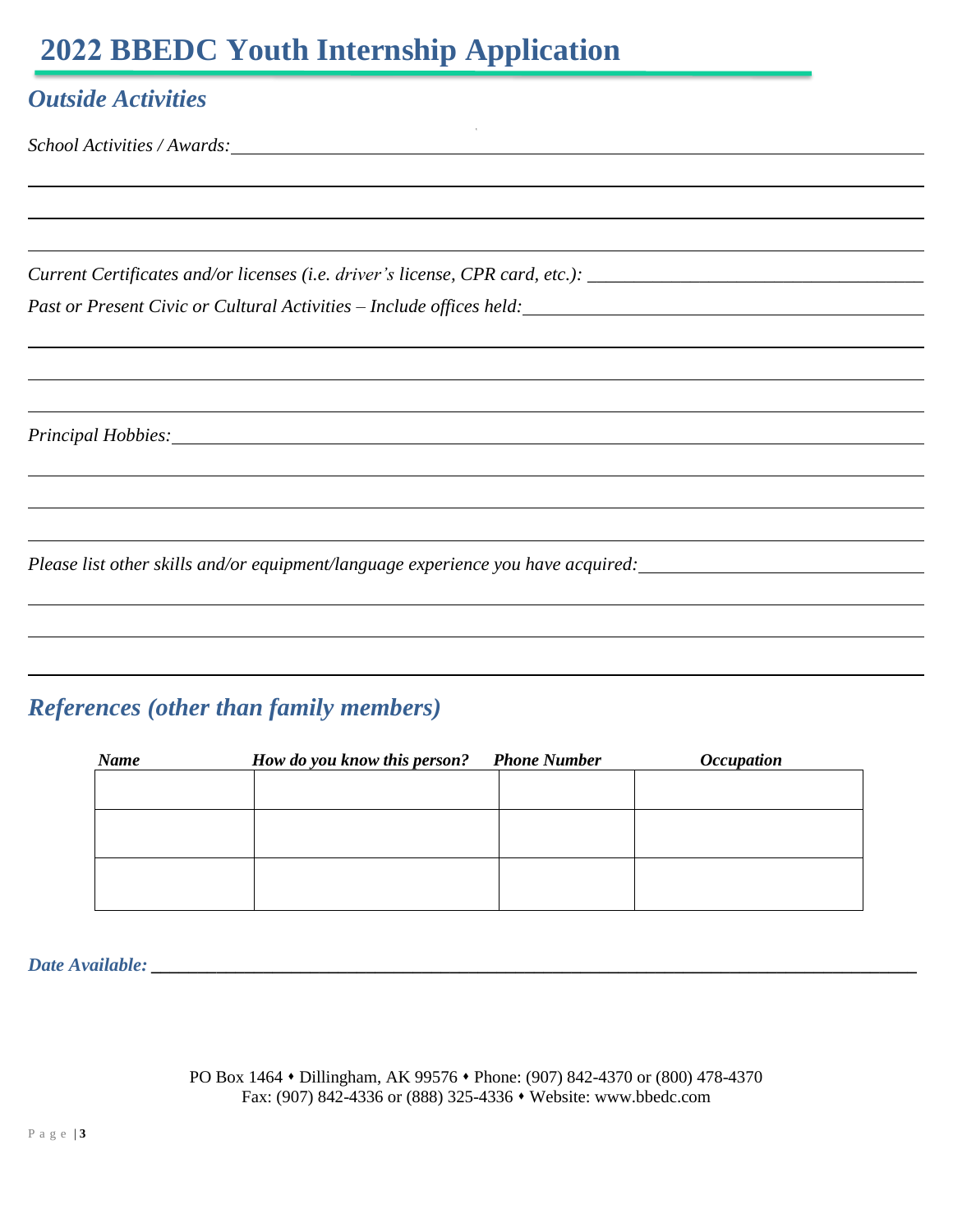# 2022 BBEDC Youth Internship Application

## *Outside Activities*

*School Activities / Awards:* ______________________________________________

______________________________________________

______________________________________________

______________________________________________

*Current Certificates and/or licenses (i.e. driver's license, CPR card, etc.):* ______________________

*Past or Present Civic or Cultural Activities – Include offices held:* ______________________

______________________________________________

______________________________________________

______________________________________________

*Principal Hobbies:* ______________________________________________

______________________________________________

______________________________________________

______________________________________________

*Please list other skills and/or equipment/language experience you have acquired:* ______________________

______________________________________________

______________________________________________

______________________________________________

## *References (other than family members)*

| *Name* | *How do you know this person?* | *Phone Number* | *Occupation* |
|---|---|---|---|
| | | | |
| | | | |
| | | | |

***Date Available:*** ______________________________________________

PO Box 1464 ⬩ Dillingham, AK 99576 ⬩ Phone: (907) 842-4370 or (800) 478-4370
Fax: (907) 842-4336 or (888) 325-4336 ⬩ Website: www.bbedc.com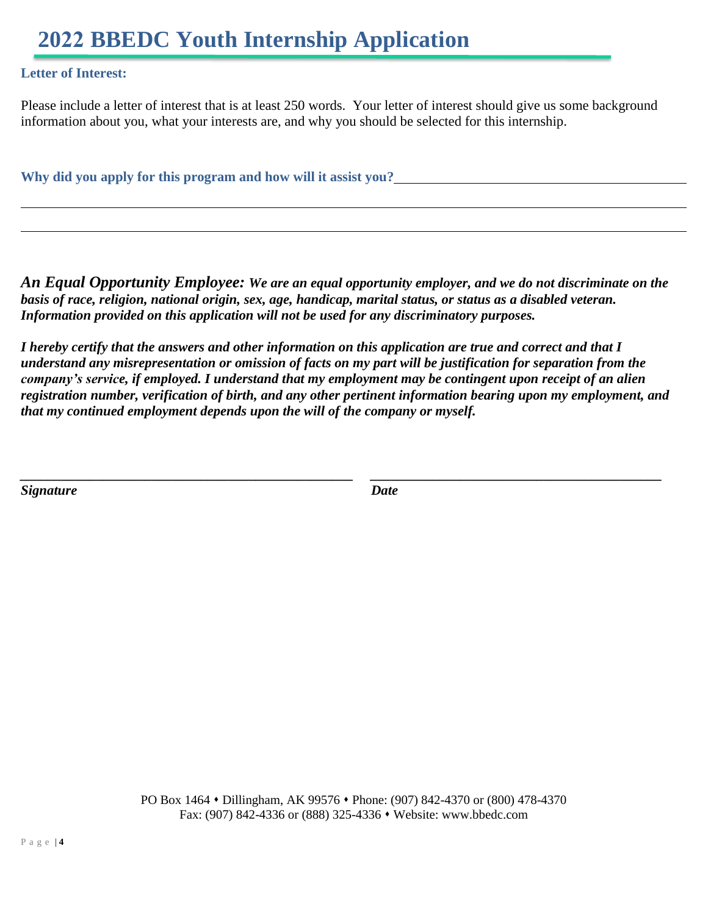# 2022 BBEDC Youth Internship Application

**Letter of Interest:**

Please include a letter of interest that is at least 250 words. Your letter of interest should give us some background information about you, what your interests are, and why you should be selected for this internship.

**Why did you apply for this program and how will it assist you?**\_\_\_\_\_\_\_\_\_\_\_\_\_\_\_\_\_\_\_\_\_\_\_\_\_\_\_\_\_\_\_\_\_\_\_\_\_\_\_\_

\_\_\_\_\_\_\_\_\_\_\_\_\_\_\_\_\_\_\_\_\_\_\_\_\_\_\_\_\_\_\_\_\_\_\_\_\_\_\_\_\_\_\_\_\_\_\_\_\_\_\_\_\_\_\_\_\_\_\_\_\_\_\_\_\_\_\_\_\_\_\_\_\_\_\_\_\_\_\_\_\_\_

\_\_\_\_\_\_\_\_\_\_\_\_\_\_\_\_\_\_\_\_\_\_\_\_\_\_\_\_\_\_\_\_\_\_\_\_\_\_\_\_\_\_\_\_\_\_\_\_\_\_\_\_\_\_\_\_\_\_\_\_\_\_\_\_\_\_\_\_\_\_\_\_\_\_\_\_\_\_\_\_\_\_

***An Equal Opportunity Employee:*** ***We are an equal opportunity employer, and we do not discriminate on the basis of race, religion, national origin, sex, age, handicap, marital status, or status as a disabled veteran. Information provided on this application will not be used for any discriminatory purposes.***

***I hereby certify that the answers and other information on this application are true and correct and that I understand any misrepresentation or omission of facts on my part will be justification for separation from the company's service, if employed. I understand that my employment may be contingent upon receipt of an alien registration number, verification of birth, and any other pertinent information bearing upon my employment, and that my continued employment depends upon the will of the company or myself.***

\_\_\_\_\_\_\_\_\_\_\_\_\_\_\_\_\_\_\_\_\_\_\_\_\_\_\_\_\_\_\_\_\_\_\_\_\_\_\_\_ \_\_\_\_\_\_\_\_\_\_\_\_\_\_\_\_\_\_\_\_\_\_\_\_\_\_\_\_\_\_\_\_\_\_\_\_

***Signature*** ***Date***

PO Box 1464 • Dillingham, AK 99576 • Phone: (907) 842-4370 or (800) 478-4370
Fax: (907) 842-4336 or (888) 325-4336 • Website: www.bbedc.com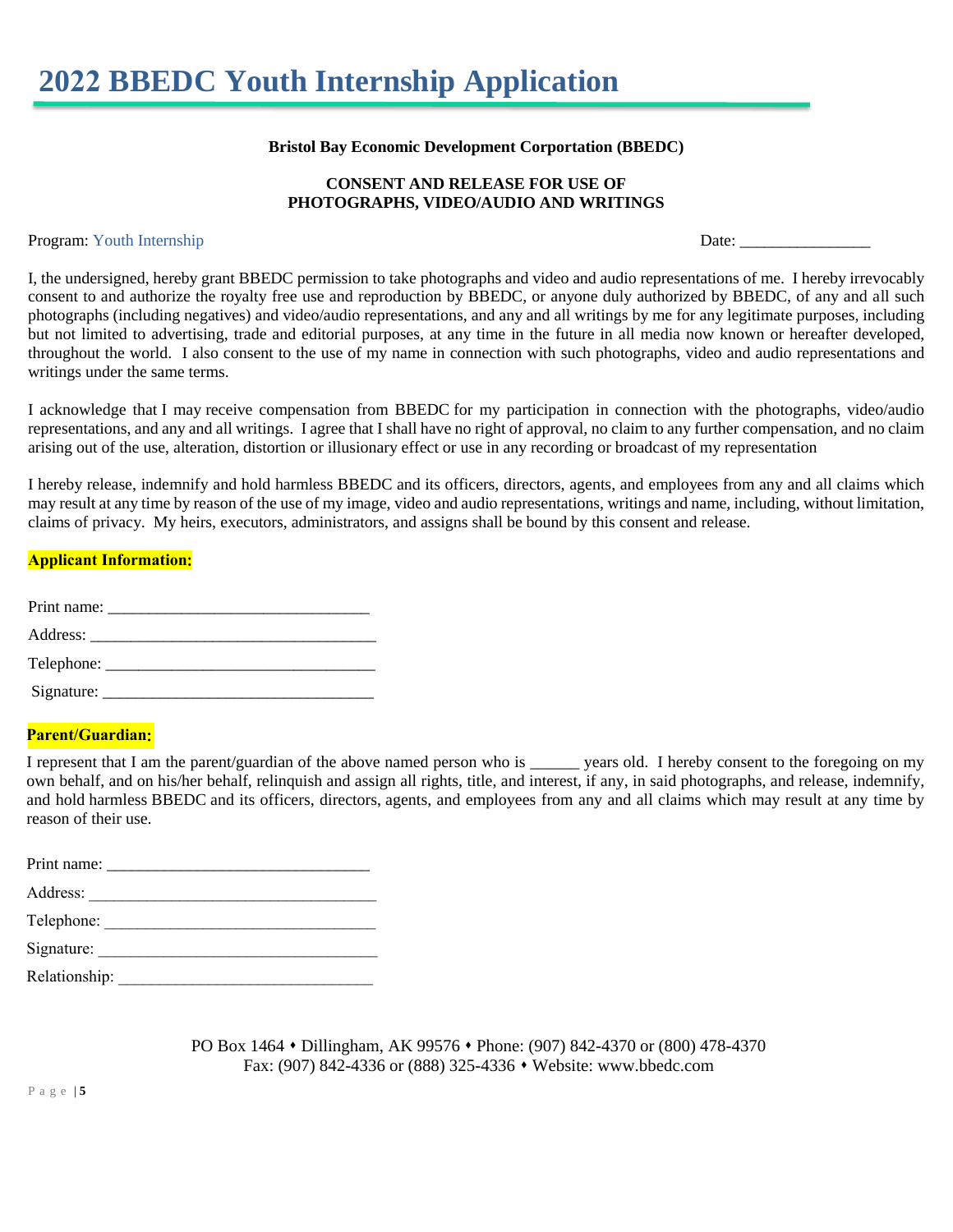# 2022 BBEDC Youth Internship Application

**Bristol Bay Economic Development Corporation (BBEDC)**

**CONSENT AND RELEASE FOR USE OF PHOTOGRAPHS, VIDEO/AUDIO AND WRITINGS**

Program: Youth Internship

Date: ________________

I, the undersigned, hereby grant BBEDC permission to take photographs and video and audio representations of me. I hereby irrevocably consent to and authorize the royalty free use and reproduction by BBEDC, or anyone duly authorized by BBEDC, of any and all such photographs (including negatives) and video/audio representations, and any and all writings by me for any legitimate purposes, including but not limited to advertising, trade and editorial purposes, at any time in the future in all media now known or hereafter developed, throughout the world. I also consent to the use of my name in connection with such photographs, video and audio representations and writings under the same terms.

I acknowledge that I may receive compensation from BBEDC for my participation in connection with the photographs, video/audio representations, and any and all writings. I agree that I shall have no right of approval, no claim to any further compensation, and no claim arising out of the use, alteration, distortion or illusionary effect or use in any recording or broadcast of my representation

I hereby release, indemnify and hold harmless BBEDC and its officers, directors, agents, and employees from any and all claims which may result at any time by reason of the use of my image, video and audio representations, writings and name, including, without limitation, claims of privacy. My heirs, executors, administrators, and assigns shall be bound by this consent and release.

**Applicant Information:**

Print name: ________________________________

Address: ___________________________________

Telephone: _________________________________

Signature: _________________________________

**Parent/Guardian:**

I represent that I am the parent/guardian of the above named person who is ______ years old. I hereby consent to the foregoing on my own behalf, and on his/her behalf, relinquish and assign all rights, title, and interest, if any, in said photographs, and release, indemnify, and hold harmless BBEDC and its officers, directors, agents, and employees from any and all claims which may result at any time by reason of their use.

Print name: ________________________________

Address: ___________________________________

Telephone: _________________________________

Signature: __________________________________

Relationship: _______________________________

PO Box 1464 ⬩ Dillingham, AK 99576 ⬩ Phone: (907) 842-4370 or (800) 478-4370
Fax: (907) 842-4336 or (888) 325-4336 ⬩ Website: www.bbedc.com